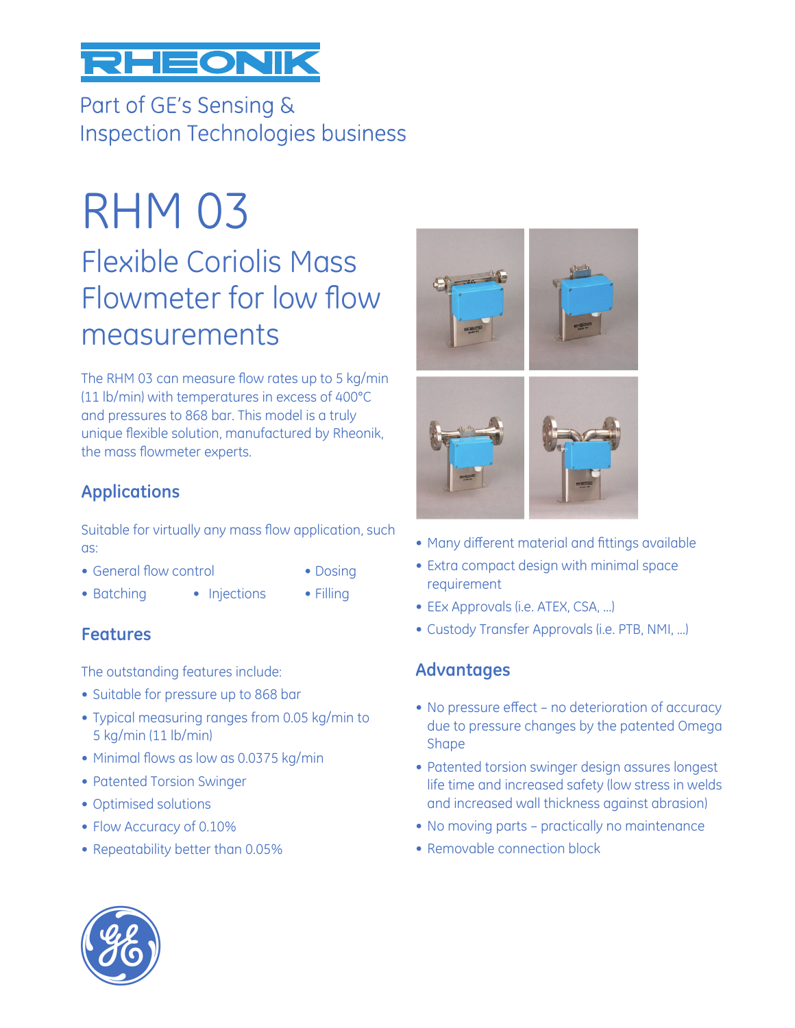RHEONIK

Part of GE's Sensing & Inspection Technologies business

# RHM 03

## Flexible Coriolis Mass Flowmeter for low flow measurements

The RHM 03 can measure flow rates up to 5 kg/min (11 lb/min) with temperatures in excess of 400°C and pressures to 868 bar. This model is a truly unique flexible solution, manufactured by Rheonik, the mass flowmeter experts.

### Applications

Suitable for virtually any mass flow application, such as:

- General flow control
- Dosing
- Batching
- Injections
- Filling

### Features

The outstanding features include:

- Suitable for pressure up to 868 bar
- Typical measuring ranges from 0.05 kg/min to 5 kg/min (11 lb/min)
- Minimal flows as low as 0.0375 kg/min
- Patented Torsion Swinger
- Optimised solutions
- Flow Accuracy of 0.10%
- Repeatability better than 0.05%
- Many different material and fittings available
- Extra compact design with minimal space requirement
- EEx Approvals (i.e. ATEX, CSA, ...)
- Custody Transfer Approvals (i.e. PTB, NMI, ...)

### Advantages

- No pressure effect – no deterioration of accuracy due to pressure changes by the patented Omega Shape
- Patented torsion swinger design assures longest life time and increased safety (low stress in welds and increased wall thickness against abrasion)
- No moving parts – practically no maintenance
- Removable connection block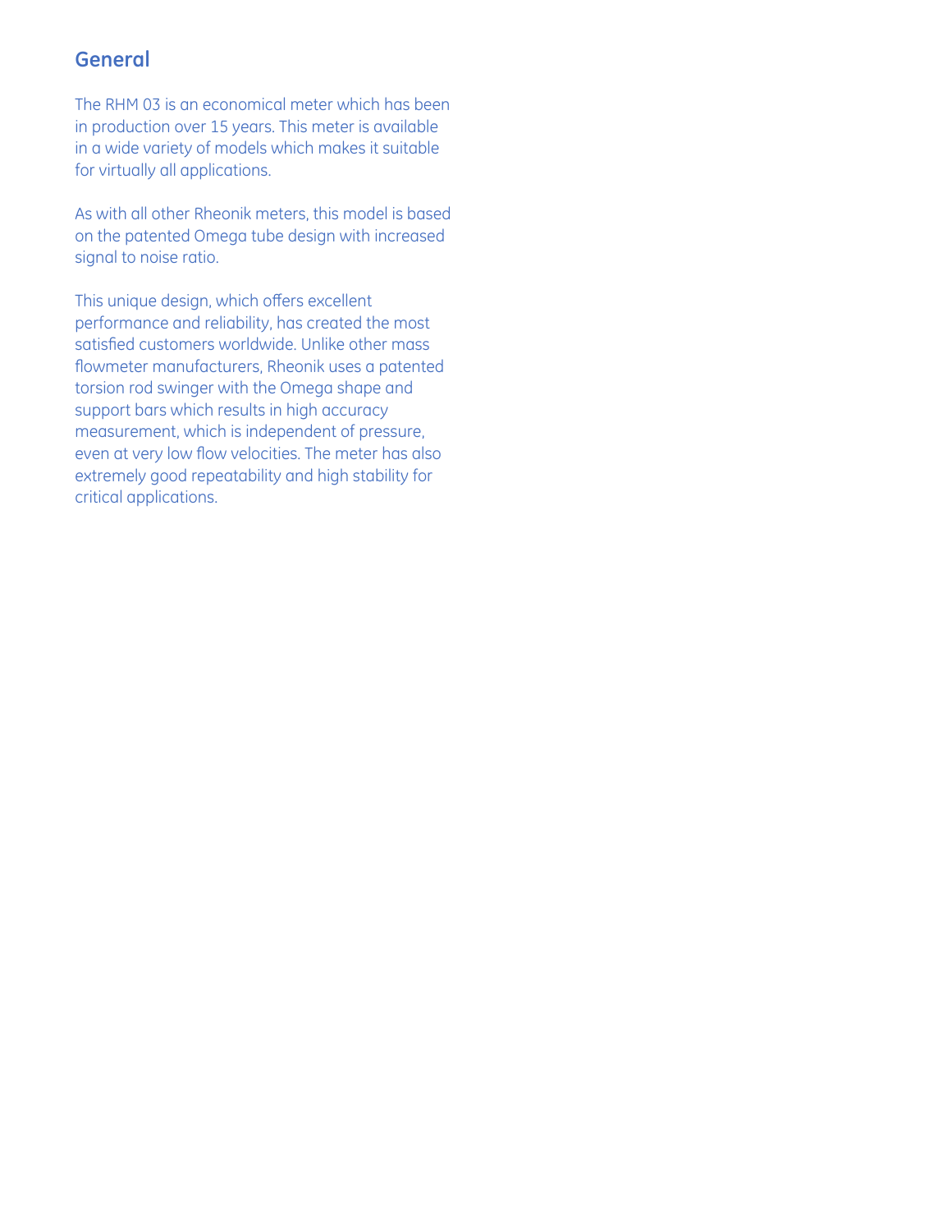## General

The RHM 03 is an economical meter which has been in production over 15 years. This meter is available in a wide variety of models which makes it suitable for virtually all applications.

As with all other Rheonik meters, this model is based on the patented Omega tube design with increased signal to noise ratio.

This unique design, which offers excellent performance and reliability, has created the most satisfied customers worldwide. Unlike other mass flowmeter manufacturers, Rheonik uses a patented torsion rod swinger with the Omega shape and support bars which results in high accuracy measurement, which is independent of pressure, even at very low flow velocities. The meter has also extremely good repeatability and high stability for critical applications.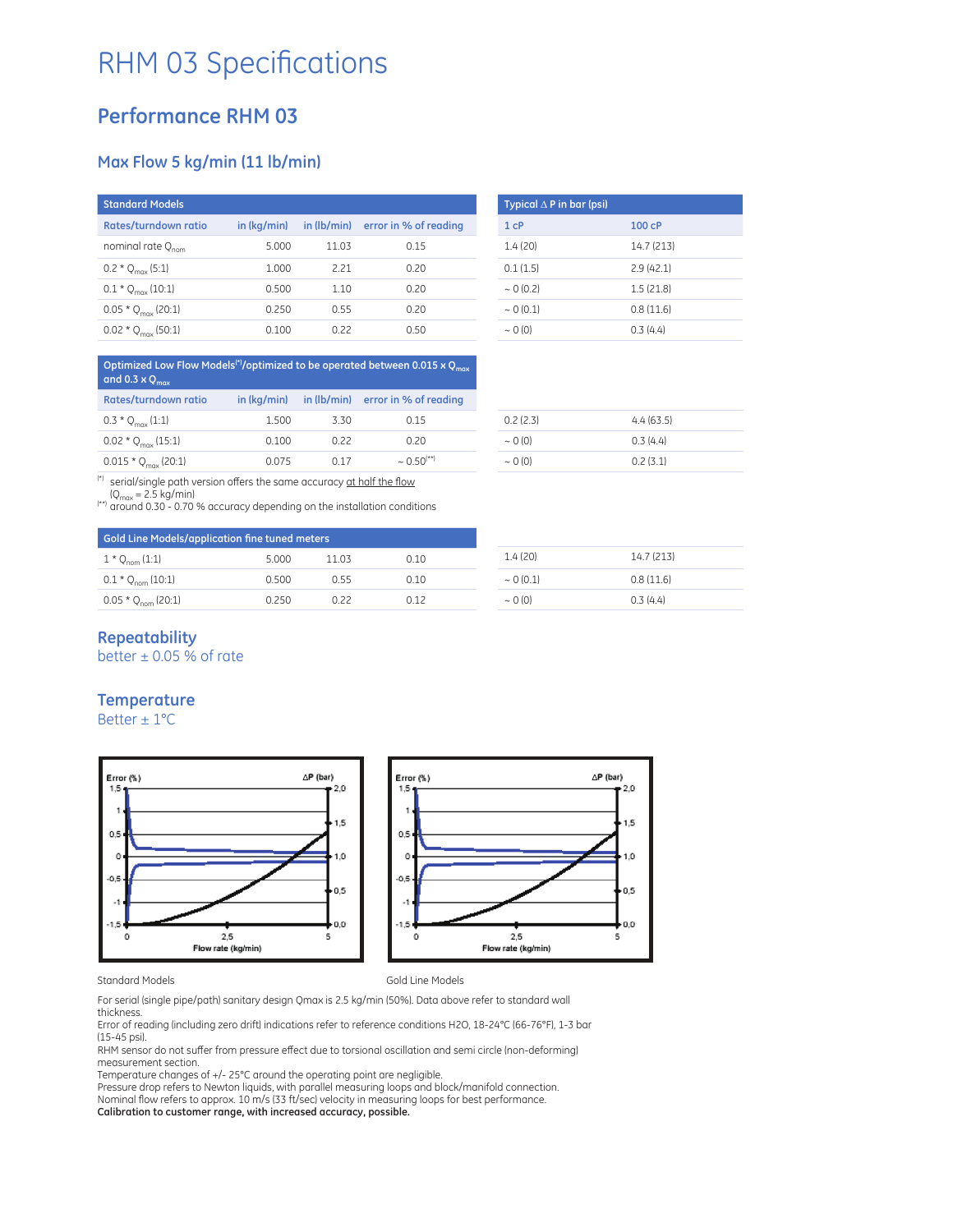# RHM 03 Specifications

## Performance RHM 03

### Max Flow 5 kg/min (11 lb/min)

| Standard Models | | | | Typical Δ P in bar (psi) | |
|---|---|---|---|---|---|
| Rates/turndown ratio | in (kg/min) | in (lb/min) | error in % of reading | 1 cP | 100 cP |
| nominal rate $Q_{nom}$ | 5.000 | 11.03 | 0.15 | 1.4 (20) | 14.7 (213) |
| 0.2 * $Q_{max}$ (5:1) | 1.000 | 2.21 | 0.20 | 0.1 (1.5) | 2.9 (42.1) |
| 0.1 * $Q_{max}$ (10:1) | 0.500 | 1.10 | 0.20 | ~ 0 (0.2) | 1.5 (21.8) |
| 0.05 * $Q_{max}$ (20:1) | 0.250 | 0.55 | 0.20 | ~ 0 (0.1) | 0.8 (11.6) |
| 0.02 * $Q_{max}$ (50:1) | 0.100 | 0.22 | 0.50 | ~ 0 (0) | 0.3 (4.4) |

| Optimized Low Flow Models[*]/optimized to be operated between 0.015 x $Q_{max}$ and 0.3 x $Q_{max}$ | | | | | |
|---|---|---|---|---|---|
| Rates/turndown ratio | in (kg/min) | in (lb/min) | error in % of reading | | |
| 0.3 * $Q_{max}$ (1:1) | 1.500 | 3.30 | 0.15 | 0.2 (2.3) | 4.4 (63.5) |
| 0.02 * $Q_{max}$ (15:1) | 0.100 | 0.22 | 0.20 | ~ 0 (0) | 0.3 (4.4) |
| 0.015 * $Q_{max}$ (20:1) | 0.075 | 0.17 | ~ 0.50[**] | ~ 0 (0) | 0.2 (3.1) |

[*] serial/single path version offers the same accuracy at half the flow ($Q_{max}$ = 2.5 kg/min)
[**] around 0.30 - 0.70 % accuracy depending on the installation conditions

| Gold Line Models/application fine tuned meters | | | | | |
|---|---|---|---|---|---|
| 1 * $Q_{nom}$ (1:1) | 5.000 | 11.03 | 0.10 | 1.4 (20) | 14.7 (213) |
| 0.1 * $Q_{nom}$ (10:1) | 0.500 | 0.55 | 0.10 | ~ 0 (0.1) | 0.8 (11.6) |
| 0.05 * $Q_{nom}$ (20:1) | 0.250 | 0.22 | 0.12 | ~ 0 (0) | 0.3 (4.4) |

### Repeatability

better ± 0.05 % of rate

### Temperature

Better ± 1°C

Error (%)
ΔP (bar)
1,5
1
0,5
0
-0,5
-1
-1,5
2,0
1,5
1,0
0,5
0,0
0
2,5
5
Flow rate (kg/min)

Standard Models

Error (%)
ΔP (bar)
1,5
1
0,5
0
-0,5
-1
-1,5
2,0
1,5
1,0
0,5
0,0
0
2,5
5
Flow rate (kg/min)

Gold Line Models

For serial (single pipe/path) sanitary design Qmax is 2.5 kg/min (50%). Data above refer to standard wall thickness.
Error of reading (including zero drift) indications refer to reference conditions H2O, 18-24°C (66-76°F), 1-3 bar (15-45 psi).
RHM sensor do not suffer from pressure effect due to torsional oscillation and semi circle (non-deforming) measurement section.
Temperature changes of +/- 25°C around the operating point are negligible.
Pressure drop refers to Newton liquids, with parallel measuring loops and block/manifold connection.
Nominal flow refers to approx. 10 m/s (33 ft/sec) velocity in measuring loops for best performance.
**Calibration to customer range, with increased accuracy, possible.**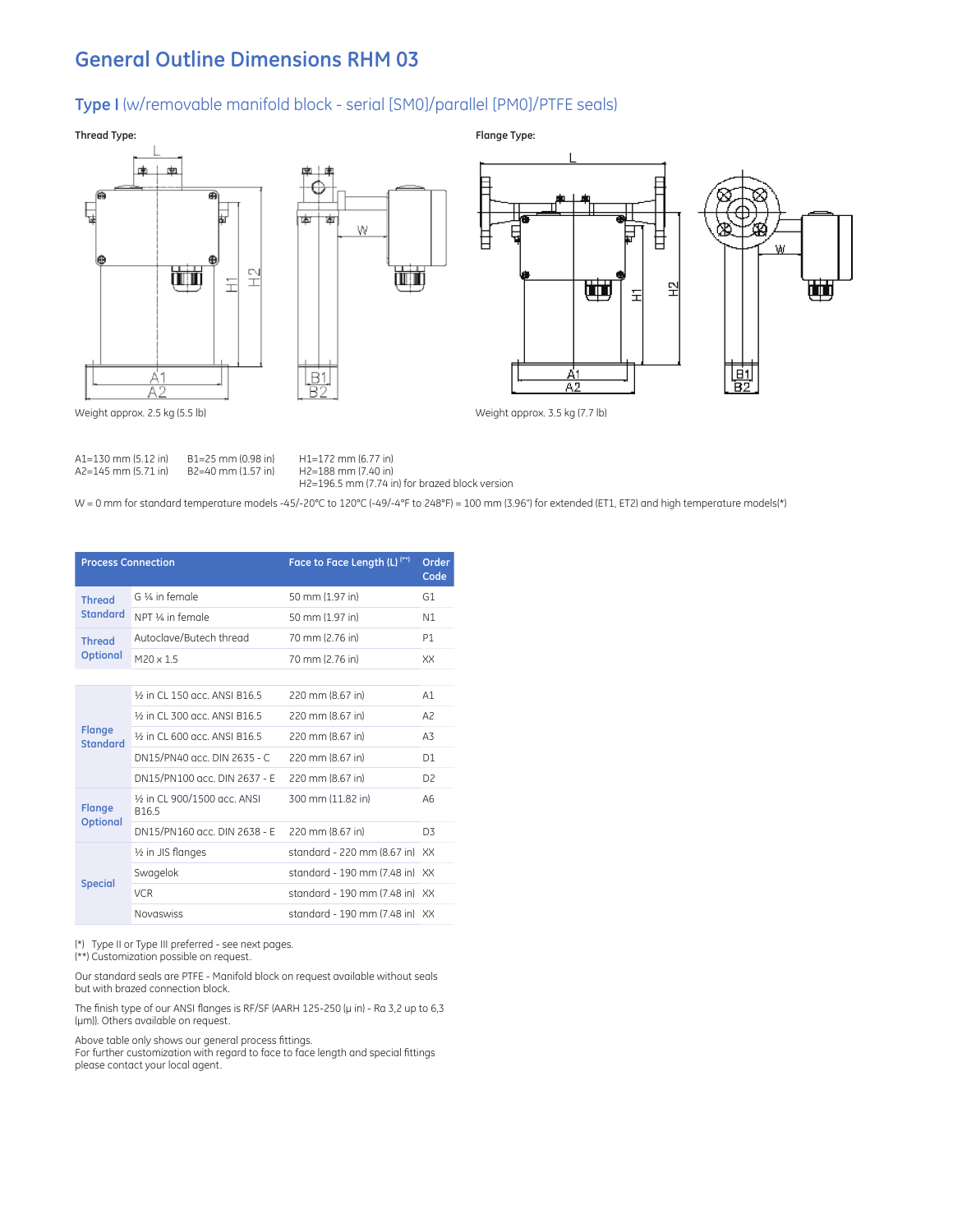# General Outline Dimensions RHM 03

## Type I (w/removable manifold block - serial [SM0]/parallel [PM0]/PTFE seals)

**Thread Type:**

L
W
H1
H2
A1
A2
B1
B2

Weight approx. 2.5 kg (5.5 lb)

**Flange Type:**

L
W
H1
H2
A1
A2
B1
B2

Weight approx. 3.5 kg (7.7 lb)

A1=130 mm (5.12 in)
A2=145 mm (5.71 in)

B1=25 mm (0.98 in)
B2=40 mm (1.57 in)

H1=172 mm (6.77 in)
H2=188 mm (7.40 in)
H2=196.5 mm (7.74 in) for brazed block version

W = 0 mm for standard temperature models -45/-20°C to 120°C (-49/-4°F to 248°F) = 100 mm (3.96") for extended (ET1, ET2) and high temperature models(*)

| Process Connection | | Face to Face Length (L) (**) | Order Code |
|---|---|---|---|
| Thread Standard | G ¼ in female | 50 mm (1.97 in) | G1 |
| | NPT ¼ in female | 50 mm (1.97 in) | N1 |
| Thread Optional | Autoclave/Butech thread | 70 mm (2.76 in) | P1 |
| | M20 x 1.5 | 70 mm (2.76 in) | XX |
| Flange Standard | ½ in CL 150 acc. ANSI B16.5 | 220 mm (8.67 in) | A1 |
| | ½ in CL 300 acc. ANSI B16.5 | 220 mm (8.67 in) | A2 |
| | ½ in CL 600 acc. ANSI B16.5 | 220 mm (8.67 in) | A3 |
| | DN15/PN40 acc. DIN 2635 - C | 220 mm (8.67 in) | D1 |
| | DN15/PN100 acc. DIN 2637 - E | 220 mm (8.67 in) | D2 |
| Flange Optional | ½ in CL 900/1500 acc. ANSI B16.5 | 300 mm (11.82 in) | A6 |
| | DN15/PN160 acc. DIN 2638 - E | 220 mm (8.67 in) | D3 |
| Special | ½ in JIS flanges | standard - 220 mm (8.67 in) | XX |
| | Swagelok | standard - 190 mm (7.48 in) | XX |
| | VCR | standard - 190 mm (7.48 in) | XX |
| | Novaswiss | standard - 190 mm (7.48 in) | XX |

(*) Type II or Type III preferred - see next pages.
(**) Customization possible on request.

Our standard seals are PTFE - Manifold block on request available without seals but with brazed connection block.

The finish type of our ANSI flanges is RF/SF (AARH 125-250 (μ in) - Ra 3,2 up to 6,3 (μm)). Others available on request.

Above table only shows our general process fittings.
For further customization with regard to face to face length and special fittings please contact your local agent.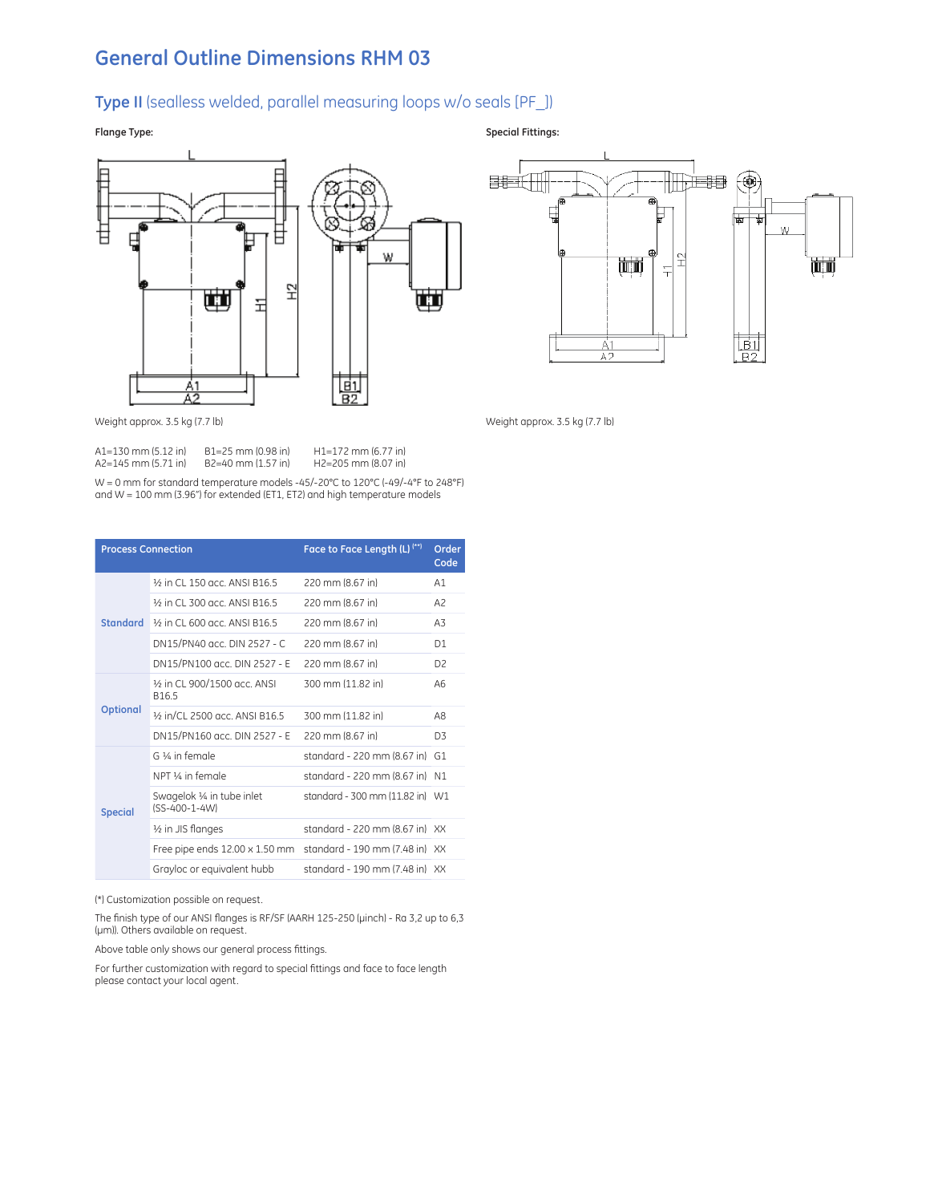# General Outline Dimensions RHM 03

## Type II (sealless welded, parallel measuring loops w/o seals [PF_])

**Flange Type:**

L
W
H1
H2
A1
A2
B1
B2

Weight approx. 3.5 kg (7.7 lb)

**Special Fittings:**

L
W
H1
H2
A1
A2
B1
B2

Weight approx. 3.5 kg (7.7 lb)

A1=130 mm (5.12 in)
A2=145 mm (5.71 in)

B1=25 mm (0.98 in)
B2=40 mm (1.57 in)

H1=172 mm (6.77 in)
H2=205 mm (8.07 in)

W = 0 mm for standard temperature models -45/-20°C to 120°C (-49/-4°F to 248°F) and W = 100 mm (3.96") for extended (ET1, ET2) and high temperature models

| Process Connection | | Face to Face Length (L) [(*)] | Order Code |
|---|---|---|---|
| Standard | ½ in CL 150 acc. ANSI B16.5 | 220 mm (8.67 in) | A1 |
| | ½ in CL 300 acc. ANSI B16.5 | 220 mm (8.67 in) | A2 |
| | ½ in CL 600 acc. ANSI B16.5 | 220 mm (8.67 in) | A3 |
| | DN15/PN40 acc. DIN 2527 - C | 220 mm (8.67 in) | D1 |
| | DN15/PN100 acc. DIN 2527 - E | 220 mm (8.67 in) | D2 |
| Optional | ½ in CL 900/1500 acc. ANSI B16.5 | 300 mm (11.82 in) | A6 |
| | ½ in/CL 2500 acc. ANSI B16.5 | 300 mm (11.82 in) | A8 |
| | DN15/PN160 acc. DIN 2527 - E | 220 mm (8.67 in) | D3 |
| Special | G ¼ in female | standard - 220 mm (8.67 in) | G1 |
| | NPT ¼ in female | standard - 220 mm (8.67 in) | N1 |
| | Swagelok ¼ in tube inlet (SS-400-1-4W) | standard - 300 mm (11.82 in) | W1 |
| | ½ in JIS flanges | standard - 220 mm (8.67 in) | XX |
| | Free pipe ends 12.00 x 1.50 mm | standard - 190 mm (7.48 in) | XX |
| | Grayloc or equivalent hubb | standard - 190 mm (7.48 in) | XX |

(*) Customization possible on request.

The finish type of our ANSI flanges is RF/SF (AARH 125-250 (µinch) - Ra 3,2 up to 6,3 (µm)). Others available on request.

Above table only shows our general process fittings.

For further customization with regard to special fittings and face to face length please contact your local agent.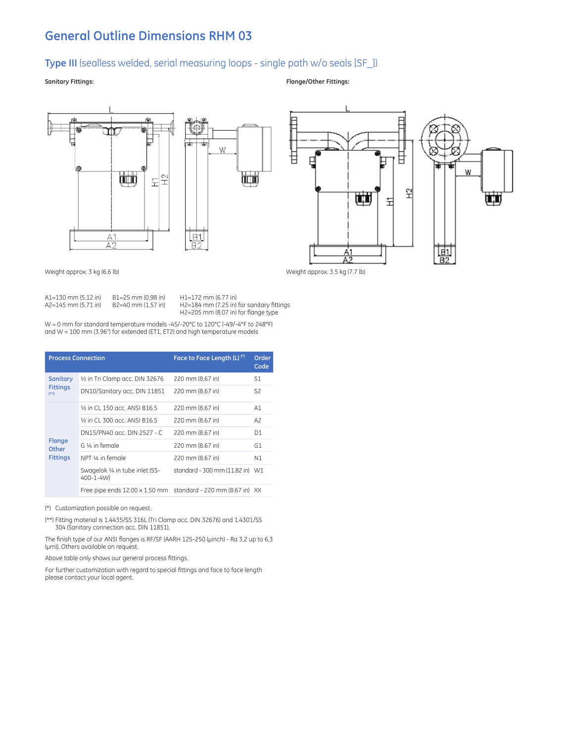# General Outline Dimensions RHM 03

## Type III (sealless welded, serial measuring loops - single path w/o seals [SF_])

**Sanitary Fittings:**

L

H1 H2

W

A1 A2

B1 B2

Weight approx. 3 kg (6.6 lb)

**Flange/Other Fittings:**

L

H1 H2

W

A1 A2

B1 B2

Weight approx. 3.5 kg (7.7 lb)

A1=130 mm (5.12 in)
A2=145 mm (5.71 in)

B1=25 mm (0.98 in)
B2=40 mm (1.57 in)

H1=172 mm (6.77 in)
H2=184 mm (7.25 in) for sanitary fittings
H2=205 mm (8.07 in) for flange type

W = 0 mm for standard temperature models -45/-20°C to 120°C (-49/-4°F to 248°F)
and W = 100 mm (3.96") for extended (ET1, ET2) and high temperature models

| Process Connection | | Face to Face Length (L) (*) | Order Code |
|---|---|---|---|
| Sanitary Fittings (**) | ½ in Tri Clamp acc. DIN 32676 | 220 mm (8.67 in) | S1 |
| | DN10/Sanitary acc. DIN 11851 | 220 mm (8.67 in) | S2 |
| Flange Other Fittings | ½ in CL 150 acc. ANSI B16.5 | 220 mm (8.67 in) | A1 |
| | ½ in CL 300 acc. ANSI B16.5 | 220 mm (8.67 in) | A2 |
| | DN15/PN40 acc. DIN 2527 - C | 220 mm (8.67 in) | D1 |
| | G ¼ in female | 220 mm (8.67 in) | G1 |
| | NPT ¼ in female | 220 mm (8.67 in) | N1 |
| | Swagelok ¼ in tube inlet (SS-400-1-4W) | standard - 300 mm (11.82 in) | W1 |
| | Free pipe ends 12.00 x 1.50 mm | standard - 220 mm (8.67 in) | XX |

(*) Customization possible on request.

(**) Fitting material is 1.4435/SS 316L (Tri Clamp acc. DIN 32676) and 1.4301/SS 304 (Sanitary connection acc. DIN 11851).

The finish type of our ANSI flanges is RF/SF (AARH 125-250 (µinch) - Ra 3,2 up to 6,3 (µm)). Others available on request.

Above table only shows our general process fittings.

For further customization with regard to special fittings and face to face length please contact your local agent.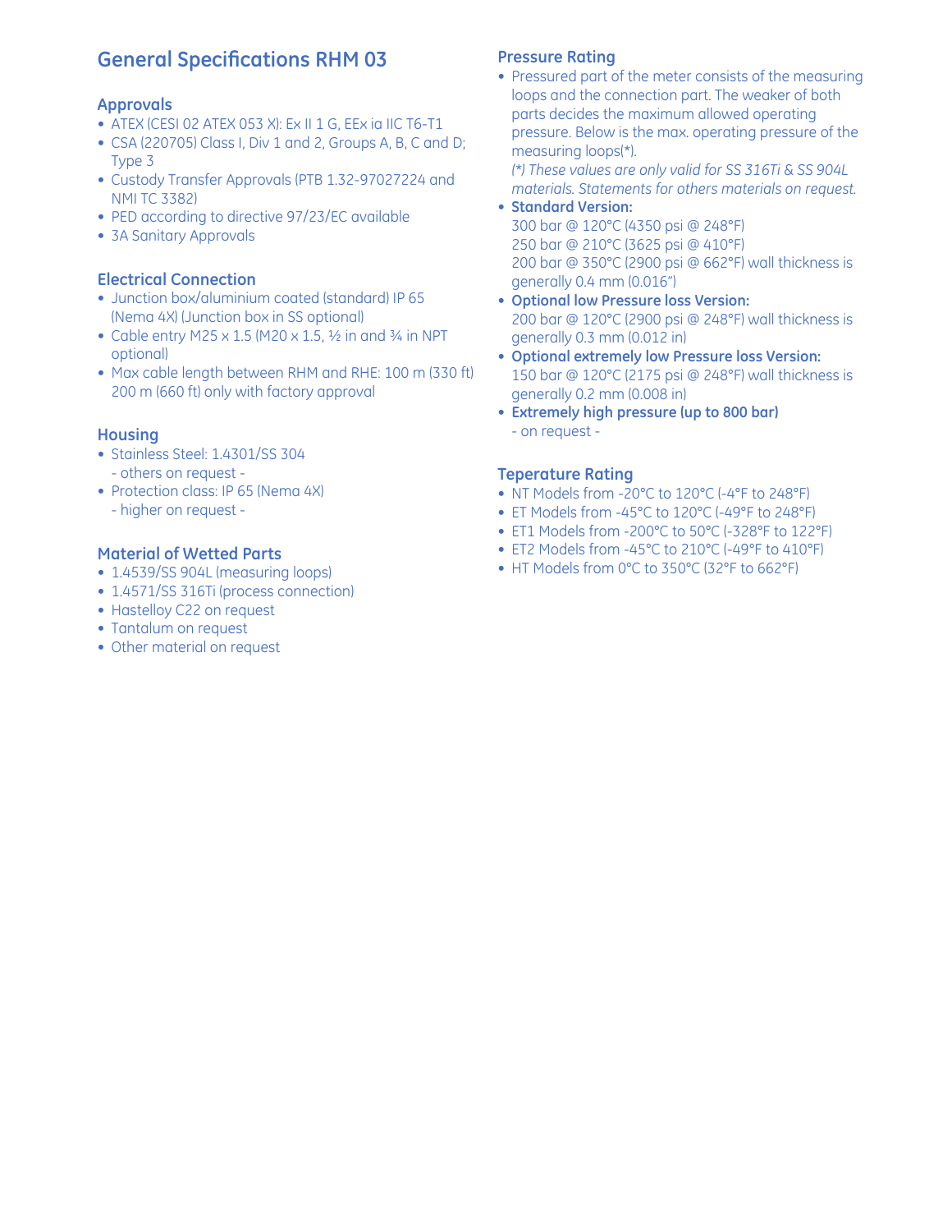# General Specifications RHM 03

## Approvals

- ATEX (CESI 02 ATEX 053 X): Ex II 1 G, EEx ia IIC T6-T1
- CSA (220705) Class I, Div 1 and 2, Groups A, B, C and D; Type 3
- Custody Transfer Approvals (PTB 1.32-97027224 and NMI TC 3382)
- PED according to directive 97/23/EC available
- 3A Sanitary Approvals

## Electrical Connection

- Junction box/aluminium coated (standard) IP 65 (Nema 4X) (Junction box in SS optional)
- Cable entry M25 x 1.5 (M20 x 1.5, ½ in and ¾ in NPT optional)
- Max cable length between RHM and RHE: 100 m (330 ft) 200 m (660 ft) only with factory approval

## Housing

- Stainless Steel: 1.4301/SS 304
  - others on request -
- Protection class: IP 65 (Nema 4X)
  - higher on request -

## Material of Wetted Parts

- 1.4539/SS 904L (measuring loops)
- 1.4571/SS 316Ti (process connection)
- Hastelloy C22 on request
- Tantalum on request
- Other material on request

## Pressure Rating

- Pressured part of the meter consists of the measuring loops and the connection part. The weaker of both parts decides the maximum allowed operating pressure. Below is the max. operating pressure of the measuring loops(*).
  *(*) These values are only valid for SS 316Ti & SS 904L materials. Statements for others materials on request.*
- **Standard Version:**
  300 bar @ 120°C (4350 psi @ 248°F)
  250 bar @ 210°C (3625 psi @ 410°F)
  200 bar @ 350°C (2900 psi @ 662°F) wall thickness is generally 0.4 mm (0.016")
- **Optional low Pressure loss Version:**
  200 bar @ 120°C (2900 psi @ 248°F) wall thickness is generally 0.3 mm (0.012 in)
- **Optional extremely low Pressure loss Version:**
  150 bar @ 120°C (2175 psi @ 248°F) wall thickness is generally 0.2 mm (0.008 in)
- **Extremely high pressure (up to 800 bar)**
  - on request -

## Teperature Rating

- NT Models from -20°C to 120°C (-4°F to 248°F)
- ET Models from -45°C to 120°C (-49°F to 248°F)
- ET1 Models from -200°C to 50°C (-328°F to 122°F)
- ET2 Models from -45°C to 210°C (-49°F to 410°F)
- HT Models from 0°C to 350°C (32°F to 662°F)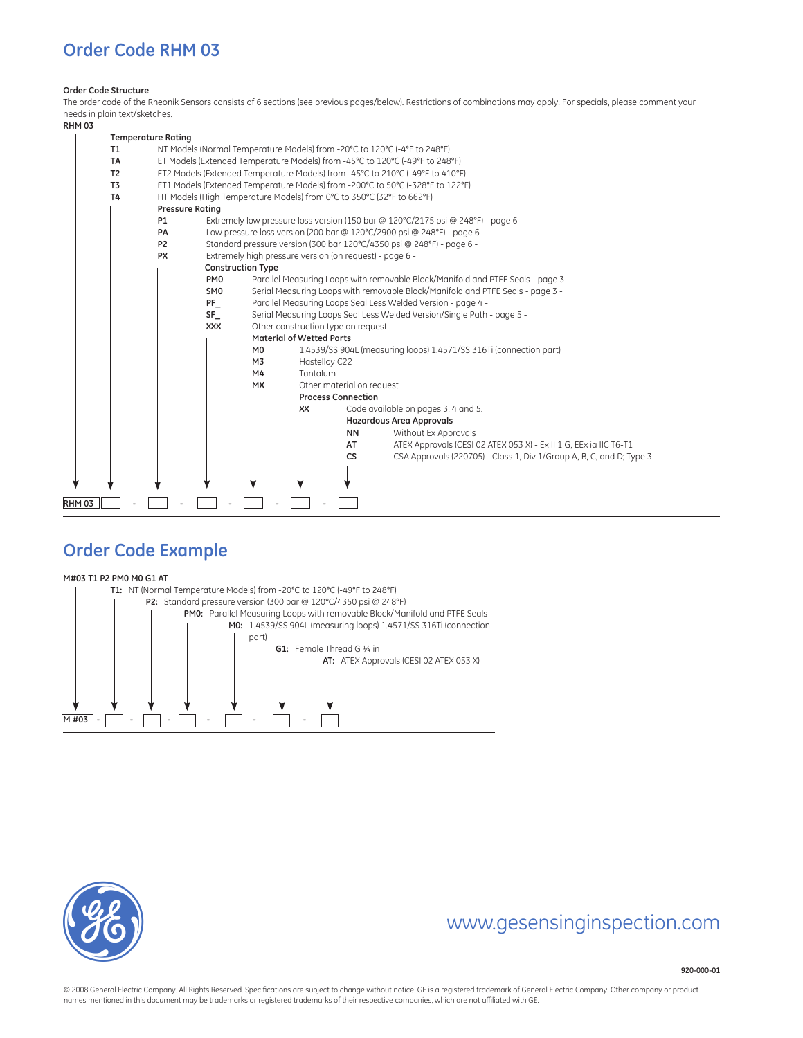## Order Code RHM 03

**Order Code Structure**

The order code of the Rheonik Sensors consists of 6 sections (see previous pages/below). Restrictions of combinations may apply. For specials, please comment your needs in plain text/sketches.

**RHM 03**

**Temperature Rating**

- **T1** NT Models (Normal Temperature Models) from -20°C to 120°C (-4°F to 248°F)
- **TA** ET Models (Extended Temperature Models) from -45°C to 120°C (-49°F to 248°F)
- **T2** ET2 Models (Extended Temperature Models) from -45°C to 210°C (-49°F to 410°F)
- **T3** ET1 Models (Extended Temperature Models) from -200°C to 50°C (-328°F to 122°F)
- **T4** HT Models (High Temperature Models) from 0°C to 350°C (32°F to 662°F)

**Pressure Rating**

- **P1** Extremely low pressure loss version (150 bar @ 120°C/2175 psi @ 248°F) - page 6 -
- **PA** Low pressure loss version (200 bar @ 120°C/2900 psi @ 248°F) - page 6 -
- **P2** Standard pressure version (300 bar 120°C/4350 psi @ 248°F) - page 6 -
- **PX** Extremely high pressure version (on request) - page 6 -

**Construction Type**

- **PM0** Parallel Measuring Loops with removable Block/Manifold and PTFE Seals - page 3 -
- **SM0** Serial Measuring Loops with removable Block/Manifold and PTFE Seals - page 3 -
- **PF_** Parallel Measuring Loops Seal Less Welded Version - page 4 -
- **SF_** Serial Measuring Loops Seal Less Welded Version/Single Path - page 5 -
- **XXX** Other construction type on request

**Material of Wetted Parts**

- **M0** 1.4539/SS 904L (measuring loops) 1.4571/SS 316Ti (connection part)
- **M3** Hastelloy C22
- **M4** Tantalum
- **MX** Other material on request

**Process Connection**

- **XX** Code available on pages 3, 4 and 5.

**Hazardous Area Approvals**

- **NN** Without Ex Approvals
- **AT** ATEX Approvals (CESI 02 ATEX 053 X) - Ex II 1 G, EEx ia IIC T6-T1
- **CS** CSA Approvals (220705) - Class 1, Div 1/Group A, B, C, and D; Type 3

RHM 03 [ ] - [ ] - [ ] - [ ] - [ ] - [ ]

## Order Code Example

**M#03 T1 P2 PM0 M0 G1 AT**

- **T1:** NT (Normal Temperature Models) from -20°C to 120°C (-49°F to 248°F)
- **P2:** Standard pressure version (300 bar @ 120°C/4350 psi @ 248°F)
- **PM0:** Parallel Measuring Loops with removable Block/Manifold and PTFE Seals
- **M0:** 1.4539/SS 904L (measuring loops) 1.4571/SS 316Ti (connection part)
- **G1:** Female Thread G ¼ in
- **AT:** ATEX Approvals (CESI 02 ATEX 053 X)

M #03 - [ ] - [ ] - [ ] - [ ] - [ ] - [ ]

www.gesensinginspection.com

920-000-01

© 2008 General Electric Company. All Rights Reserved. Specifications are subject to change without notice. GE is a registered trademark of General Electric Company. Other company or product names mentioned in this document may be trademarks or registered trademarks of their respective companies, which are not affiliated with GE.